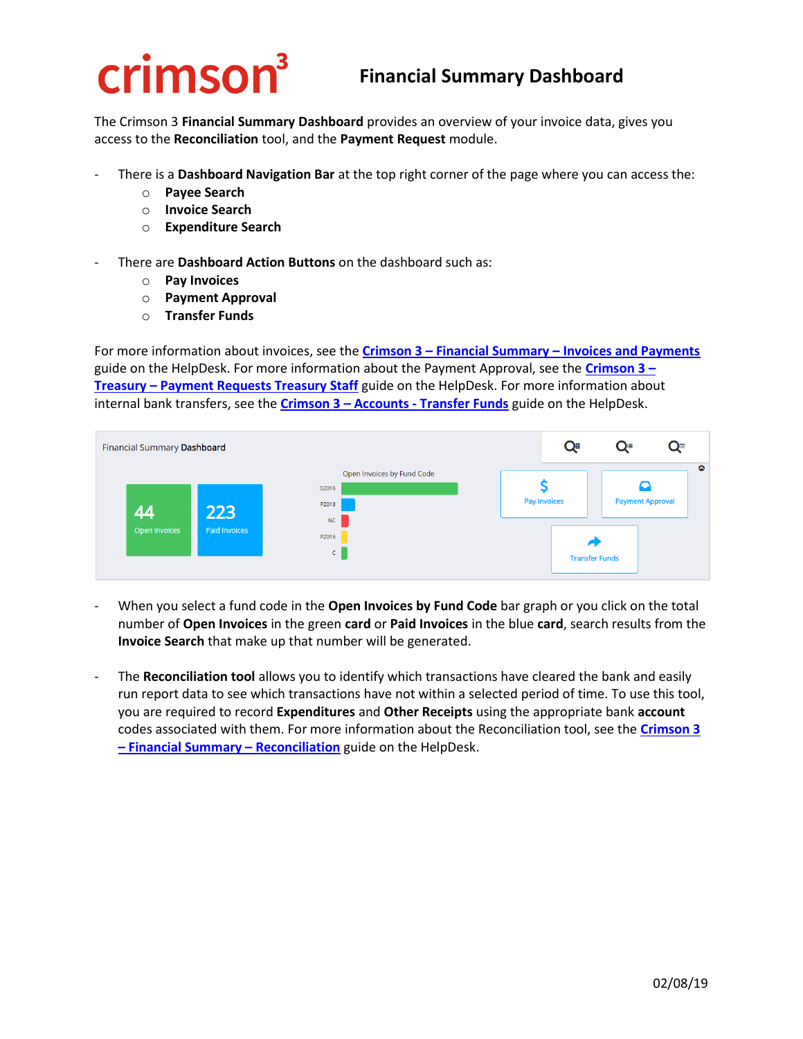crimson[3]

# Financial Summary Dashboard

The Crimson 3 **Financial Summary Dashboard** provides an overview of your invoice data, gives you access to the **Reconciliation** tool, and the **Payment Request** module.

- There is a **Dashboard Navigation Bar** at the top right corner of the page where you can access the:
  - **Payee Search**
  - **Invoice Search**
  - **Expenditure Search**

- There are **Dashboard Action Buttons** on the dashboard such as:
  - **Pay Invoices**
  - **Payment Approval**
  - **Transfer Funds**

For more information about invoices, see the **Crimson 3 – Financial Summary – Invoices and Payments** guide on the HelpDesk. For more information about the Payment Approval, see the **Crimson 3 – Treasury – Payment Requests Treasury Staff** guide on the HelpDesk. For more information about internal bank transfers, see the **Crimson 3 – Accounts - Transfer Funds** guide on the HelpDesk.

Financial Summary Dashboard

44 Open Invoices

223 Paid Invoices

Open Invoices by Fund Code

G2016
P2018
NC
P2016
C

Pay Invoices

Payment Approval

Transfer Funds

- When you select a fund code in the **Open Invoices by Fund Code** bar graph or you click on the total number of **Open Invoices** in the green **card** or **Paid Invoices** in the blue **card**, search results from the **Invoice Search** that make up that number will be generated.

- The **Reconciliation tool** allows you to identify which transactions have cleared the bank and easily run report data to see which transactions have not within a selected period of time. To use this tool, you are required to record **Expenditures** and **Other Receipts** using the appropriate bank **account** codes associated with them. For more information about the Reconciliation tool, see the **Crimson 3 – Financial Summary – Reconciliation** guide on the HelpDesk.

02/08/19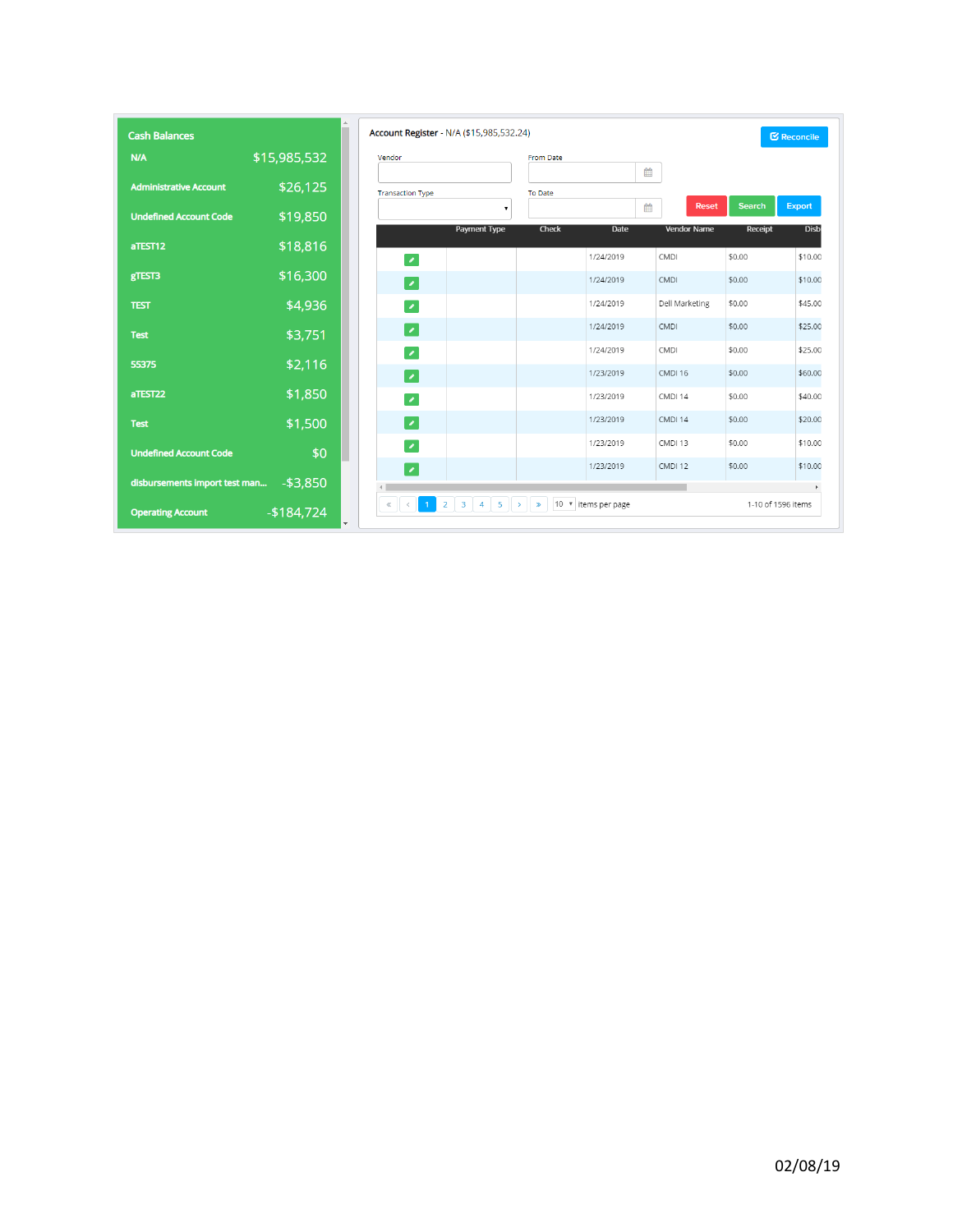## Cash Balances

| | |
|---|---|
| N/A | $15,985,532 |
| Administrative Account | $26,125 |
| Undefined Account Code | $19,850 |
| aTEST12 | $18,816 |
| gTEST3 | $16,300 |
| TEST | $4,936 |
| Test | $3,751 |
| 55375 | $2,116 |
| aTEST22 | $1,850 |
| Test | $1,500 |
| Undefined Account Code | $0 |
| disbursements import test man... | -$3,850 |
| Operating Account | -$184,724 |

**Account Register** - N/A ($15,985,532.24)

Reconcile

Vendor

From Date

Transaction Type

To Date

Reset Search Export

| | Payment Type | Check | Date | Vendor Name | Receipt | Disb |
|---|---|---|---|---|---|---|
| | | | 1/24/2019 | CMDI | $0.00 | $10.00 |
| | | | 1/24/2019 | CMDI | $0.00 | $10.00 |
| | | | 1/24/2019 | Dell Marketing | $0.00 | $45.00 |
| | | | 1/24/2019 | CMDI | $0.00 | $25.00 |
| | | | 1/24/2019 | CMDI | $0.00 | $25.00 |
| | | | 1/23/2019 | CMDI 16 | $0.00 | $60.00 |
| | | | 1/23/2019 | CMDI 14 | $0.00 | $40.00 |
| | | | 1/23/2019 | CMDI 14 | $0.00 | $20.00 |
| | | | 1/23/2019 | CMDI 13 | $0.00 | $10.00 |
| | | | 1/23/2019 | CMDI 12 | $0.00 | $10.00 |

1 2 3 4 5 | 10 items per page | 1-10 of 1596 items

02/08/19